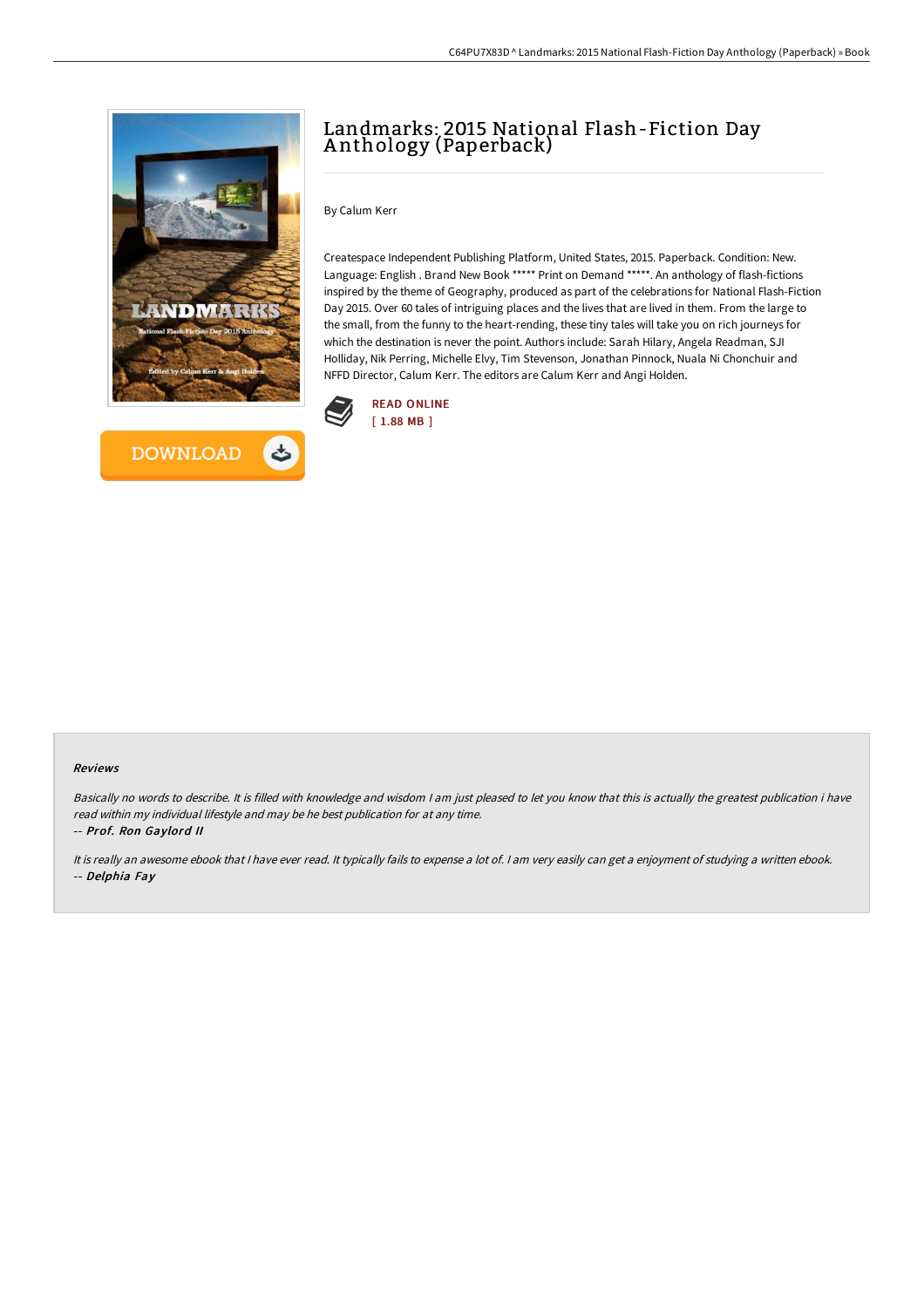# Landmarks: 2015 National Flash-Fiction Day Anthology (Paperback)

By Calum Kerr

Createspace Independent Publishing Platform, United States, 2015. Paperback. Condition: New. Language: English . Brand New Book ***** Print on Demand *****. An anthology of flash-fictions inspired by the theme of Geography, produced as part of the celebrations for National Flash-Fiction Day 2015. Over 60 tales of intriguing places and the lives that are lived in them. From the large to the small, from the funny to the heart-rending, these tiny tales will take you on rich journeys for which the destination is never the point. Authors include: Sarah Hilary, Angela Readman, SJI Holliday, Nik Perring, Michelle Elvy, Tim Stevenson, Jonathan Pinnock, Nuala Ni Chonchuir and NFFD Director, Calum Kerr. The editors are Calum Kerr and Angi Holden.

READ ONLINE
[ 1.88 MB ]

DOWNLOAD

### Reviews

*Basically no words to describe. It is filled with knowledge and wisdom I am just pleased to let you know that this is actually the greatest publication i have read within my individual lifestyle and may be he best publication for at any time.*

*-- Prof. Ron Gaylord II*

*It is really an awesome ebook that I have ever read. It typically fails to expense a lot of. I am very easily can get a enjoyment of studying a written ebook.*

*-- Delphia Fay*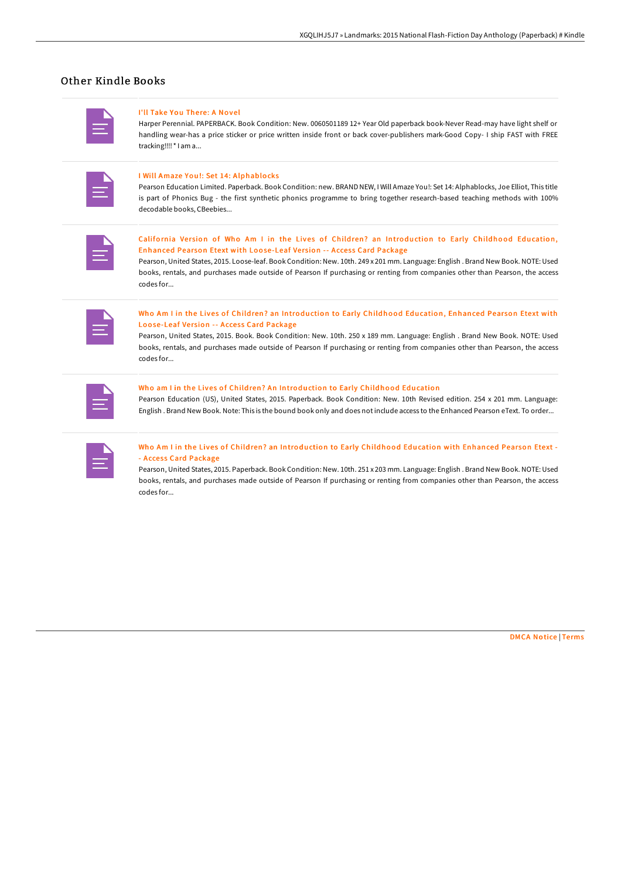## Other Kindle Books

### I'll Take You There: A Novel

Harper Perennial. PAPERBACK. Book Condition: New. 0060501189 12+ Year Old paperback book-Never Read-may have light shelf or handling wear-has a price sticker or price written inside front or back cover-publishers mark-Good Copy- I ship FAST with FREE tracking!!!! * I am a...

### I Will Amaze You!: Set 14: Alphablocks

Pearson Education Limited. Paperback. Book Condition: new. BRAND NEW, I Will Amaze You!: Set 14: Alphablocks, Joe Elliot, This title is part of Phonics Bug - the first synthetic phonics programme to bring together research-based teaching methods with 100% decodable books, CBeebies...

### California Version of Who Am I in the Lives of Children? an Introduction to Early Childhood Education, Enhanced Pearson Etext with Loose-Leaf Version -- Access Card Package

Pearson, United States, 2015. Loose-leaf. Book Condition: New. 10th. 249 x 201 mm. Language: English . Brand New Book. NOTE: Used books, rentals, and purchases made outside of Pearson If purchasing or renting from companies other than Pearson, the access codes for...

### Who Am I in the Lives of Children? an Introduction to Early Childhood Education, Enhanced Pearson Etext with Loose-Leaf Version -- Access Card Package

Pearson, United States, 2015. Book. Book Condition: New. 10th. 250 x 189 mm. Language: English . Brand New Book. NOTE: Used books, rentals, and purchases made outside of Pearson If purchasing or renting from companies other than Pearson, the access codes for...

### Who am I in the Lives of Children? An Introduction to Early Childhood Education

Pearson Education (US), United States, 2015. Paperback. Book Condition: New. 10th Revised edition. 254 x 201 mm. Language: English . Brand New Book. Note: This is the bound book only and does not include access to the Enhanced Pearson eText. To order...

### Who Am I in the Lives of Children? an Introduction to Early Childhood Education with Enhanced Pearson Etext -- Access Card Package

Pearson, United States, 2015. Paperback. Book Condition: New. 10th. 251 x 203 mm. Language: English . Brand New Book. NOTE: Used books, rentals, and purchases made outside of Pearson If purchasing or renting from companies other than Pearson, the access codes for...

DMCA Notice | Terms